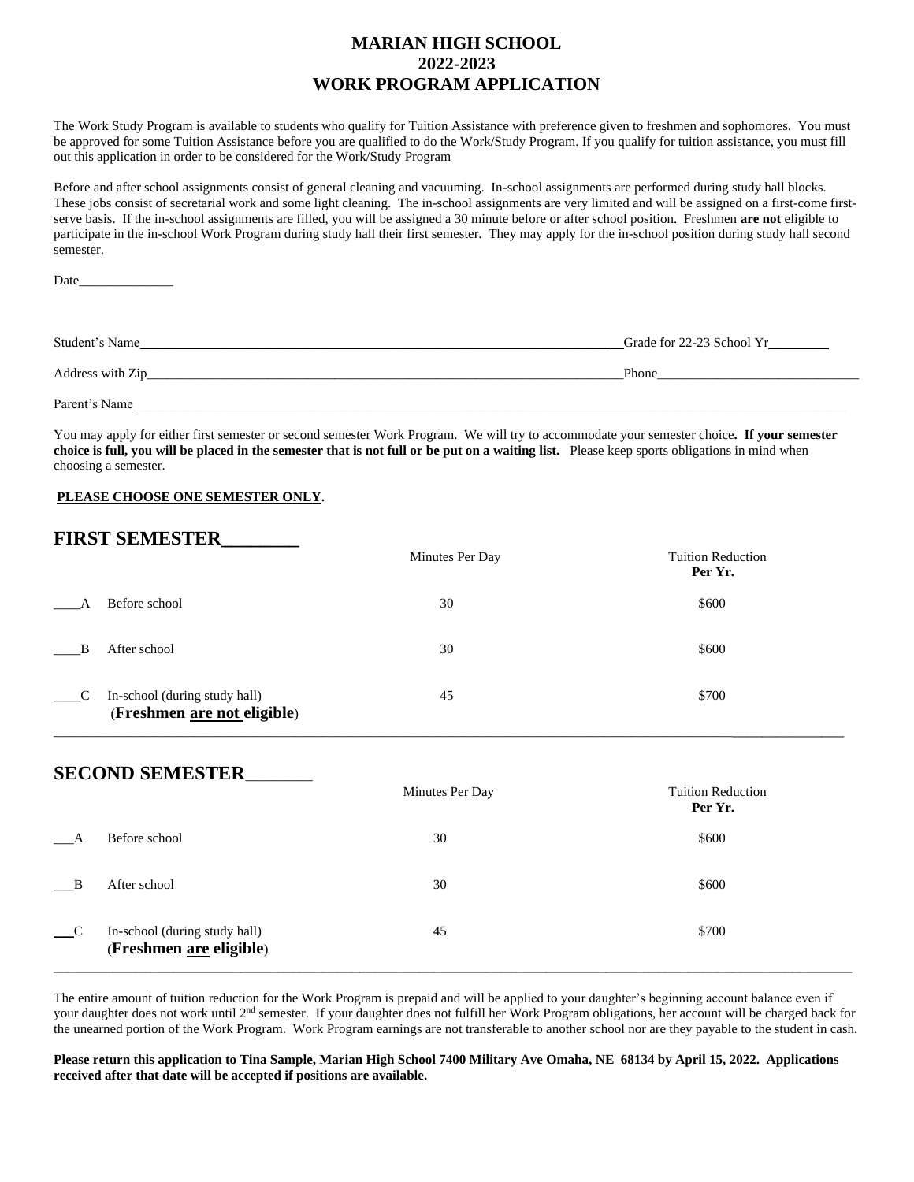# MARIAN HIGH SCHOOL
# 2022-2023
# WORK PROGRAM APPLICATION

The Work Study Program is available to students who qualify for Tuition Assistance with preference given to freshmen and sophomores. You must be approved for some Tuition Assistance before you are qualified to do the Work/Study Program. If you qualify for tuition assistance, you must fill out this application in order to be considered for the Work/Study Program

Before and after school assignments consist of general cleaning and vacuuming. In-school assignments are performed during study hall blocks. These jobs consist of secretarial work and some light cleaning. The in-school assignments are very limited and will be assigned on a first-come first-serve basis. If the in-school assignments are filled, you will be assigned a 30 minute before or after school position. Freshmen **are not** eligible to participate in the in-school Work Program during study hall their first semester. They may apply for the in-school position during study hall second semester.

Date______________

Student's Name________________________________________________________________ Grade for 22-23 School Yr_________

Address with Zip_______________________________________________________________ Phone______________________________

Parent's Name__________________________________________________________________________________________________

You may apply for either first semester or second semester Work Program. We will try to accommodate your semester choice**. If your semester choice is full, you will be placed in the semester that is not full or be put on a waiting list.** Please keep sports obligations in mind when choosing a semester.

**PLEASE CHOOSE ONE SEMESTER ONLY.**

## FIRST SEMESTER________

| | | Minutes Per Day | Tuition Reduction **Per Yr.** |
|---|---|---|---|
| ____A | Before school | 30 | $600 |
| ____B | After school | 30 | $600 |
| ____C | In-school (during study hall) (**Freshmen are not eligible**) | 45 | $700 |

## SECOND SEMESTER_______

| | | Minutes Per Day | Tuition Reduction **Per Yr.** |
|---|---|---|---|
| ___A | Before school | 30 | $600 |
| ___B | After school | 30 | $600 |
| ___C | In-school (during study hall) (**Freshmen are eligible**) | 45 | $700 |

The entire amount of tuition reduction for the Work Program is prepaid and will be applied to your daughter's beginning account balance even if your daughter does not work until 2nd semester. If your daughter does not fulfill her Work Program obligations, her account will be charged back for the unearned portion of the Work Program. Work Program earnings are not transferable to another school nor are they payable to the student in cash.

**Please return this application to Tina Sample, Marian High School 7400 Military Ave Omaha, NE 68134 by April 15, 2022. Applications received after that date will be accepted if positions are available.**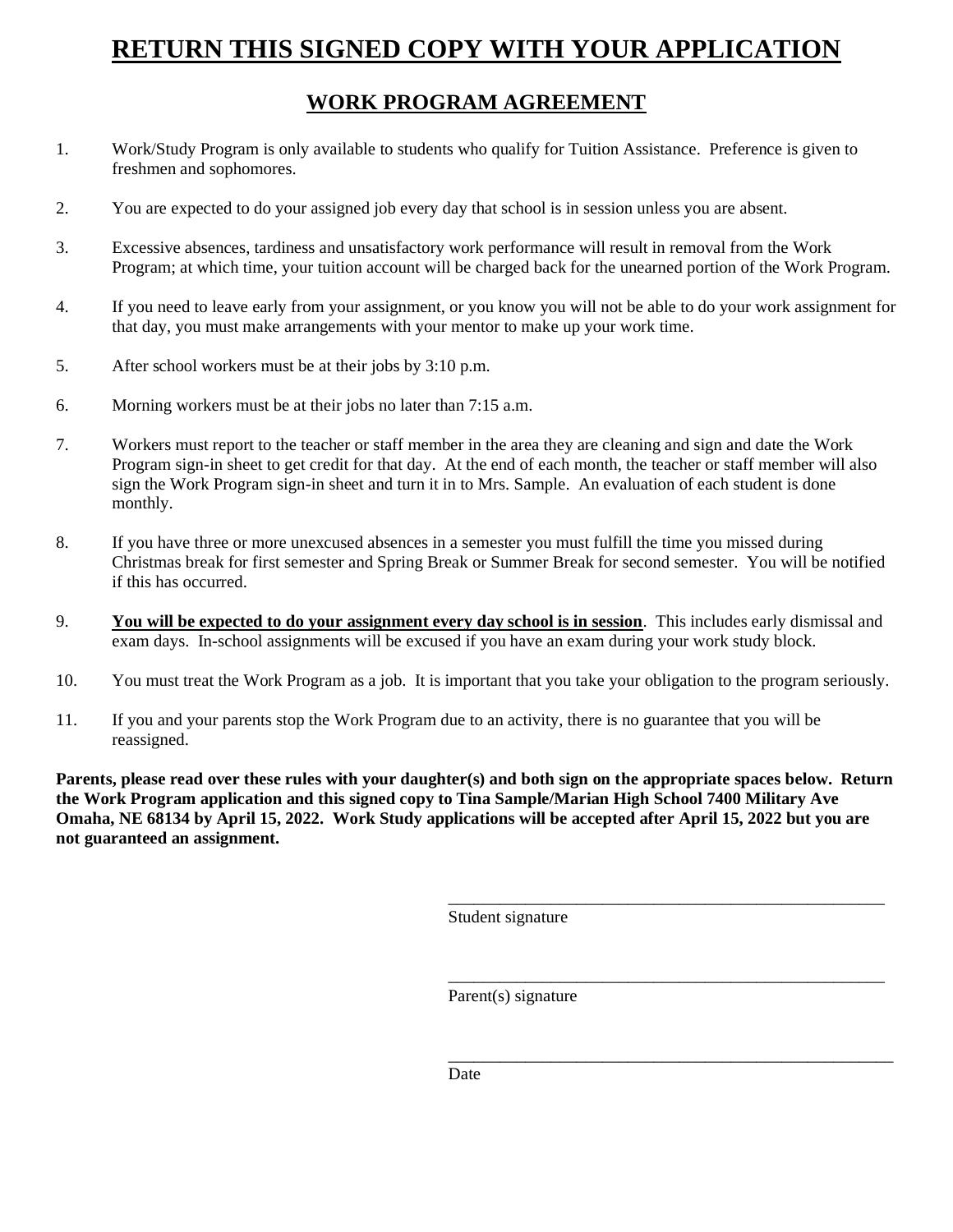# RETURN THIS SIGNED COPY WITH YOUR APPLICATION

## WORK PROGRAM AGREEMENT

1. Work/Study Program is only available to students who qualify for Tuition Assistance. Preference is given to freshmen and sophomores.

2. You are expected to do your assigned job every day that school is in session unless you are absent.

3. Excessive absences, tardiness and unsatisfactory work performance will result in removal from the Work Program; at which time, your tuition account will be charged back for the unearned portion of the Work Program.

4. If you need to leave early from your assignment, or you know you will not be able to do your work assignment for that day, you must make arrangements with your mentor to make up your work time.

5. After school workers must be at their jobs by 3:10 p.m.

6. Morning workers must be at their jobs no later than 7:15 a.m.

7. Workers must report to the teacher or staff member in the area they are cleaning and sign and date the Work Program sign-in sheet to get credit for that day. At the end of each month, the teacher or staff member will also sign the Work Program sign-in sheet and turn it in to Mrs. Sample. An evaluation of each student is done monthly.

8. If you have three or more unexcused absences in a semester you must fulfill the time you missed during Christmas break for first semester and Spring Break or Summer Break for second semester. You will be notified if this has occurred.

9. **<u>You will be expected to do your assignment every day school is in session</u>**. This includes early dismissal and exam days. In-school assignments will be excused if you have an exam during your work study block.

10. You must treat the Work Program as a job. It is important that you take your obligation to the program seriously.

11. If you and your parents stop the Work Program due to an activity, there is no guarantee that you will be reassigned.

**Parents, please read over these rules with your daughter(s) and both sign on the appropriate spaces below. Return the Work Program application and this signed copy to Tina Sample/Marian High School 7400 Military Ave Omaha, NE 68134 by April 15, 2022. Work Study applications will be accepted after April 15, 2022 but you are not guaranteed an assignment.**

\_\_\_\_\_\_\_\_\_\_\_\_\_\_\_\_\_\_\_\_\_\_\_\_\_\_\_\_\_\_\_\_\_\_\_\_\_\_\_\_\_\_\_\_\_\_\_\_\_\_\_\_
Student signature

\_\_\_\_\_\_\_\_\_\_\_\_\_\_\_\_\_\_\_\_\_\_\_\_\_\_\_\_\_\_\_\_\_\_\_\_\_\_\_\_\_\_\_\_\_\_\_\_\_\_\_\_
Parent(s) signature

\_\_\_\_\_\_\_\_\_\_\_\_\_\_\_\_\_\_\_\_\_\_\_\_\_\_\_\_\_\_\_\_\_\_\_\_\_\_\_\_\_\_\_\_\_\_\_\_\_\_\_\_
Date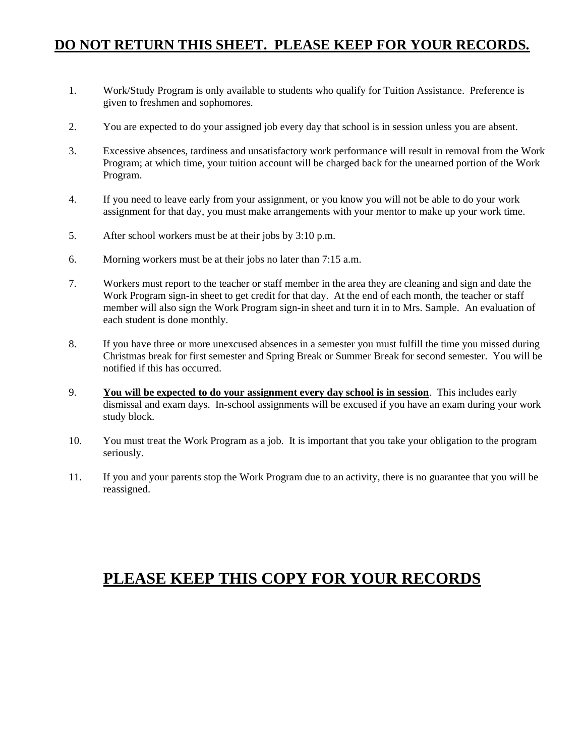**DO NOT RETURN THIS SHEET. PLEASE KEEP FOR YOUR RECORDS.**

1. Work/Study Program is only available to students who qualify for Tuition Assistance. Preference is given to freshmen and sophomores.

2. You are expected to do your assigned job every day that school is in session unless you are absent.

3. Excessive absences, tardiness and unsatisfactory work performance will result in removal from the Work Program; at which time, your tuition account will be charged back for the unearned portion of the Work Program.

4. If you need to leave early from your assignment, or you know you will not be able to do your work assignment for that day, you must make arrangements with your mentor to make up your work time.

5. After school workers must be at their jobs by 3:10 p.m.

6. Morning workers must be at their jobs no later than 7:15 a.m.

7. Workers must report to the teacher or staff member in the area they are cleaning and sign and date the Work Program sign-in sheet to get credit for that day. At the end of each month, the teacher or staff member will also sign the Work Program sign-in sheet and turn it in to Mrs. Sample. An evaluation of each student is done monthly.

8. If you have three or more unexcused absences in a semester you must fulfill the time you missed during Christmas break for first semester and Spring Break or Summer Break for second semester. You will be notified if this has occurred.

9. **You will be expected to do your assignment every day school is in session**. This includes early dismissal and exam days. In-school assignments will be excused if you have an exam during your work study block.

10. You must treat the Work Program as a job. It is important that you take your obligation to the program seriously.

11. If you and your parents stop the Work Program due to an activity, there is no guarantee that you will be reassigned.

## PLEASE KEEP THIS COPY FOR YOUR RECORDS